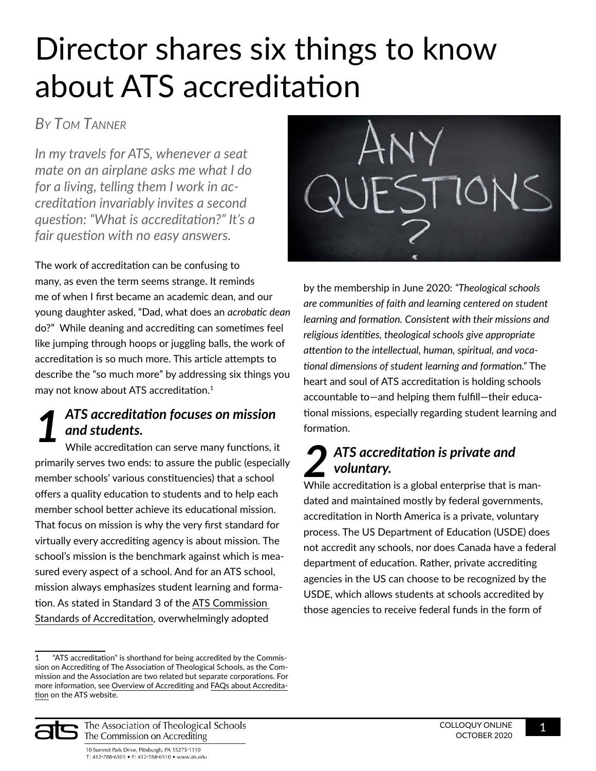# Director shares six things to know about ATS accreditation

*By Tom Tanner*

*In my travels for ATS, whenever a seat mate on an airplane asks me what I do for a living, telling them I work in accreditation invariably invites a second question: "What is accreditation?" It's a fair question with no easy answers.*

The work of accreditation can be confusing to many, as even the term seems strange. It reminds me of when I first became an academic dean, and our young daughter asked, "Dad, what does an *acrobatic dean* do?" While deaning and accrediting can sometimes feel like jumping through hoops or juggling balls, the work of accreditation is so much more. This article attempts to describe the "so much more" by addressing six things you may not know about ATS accreditation.[1]

## 1 *ATS accreditation focuses on mission and students.*

While accreditation can serve many functions, it primarily serves two ends: to assure the public (especially member schools' various constituencies) that a school offers a quality education to students and to help each member school better achieve its educational mission. That focus on mission is why the very first standard for virtually every accrediting agency is about mission. The school's mission is the benchmark against which is measured every aspect of a school. And for an ATS school, mission always emphasizes student learning and formation. As stated in Standard 3 of the ATS Commission Standards of Accreditation, overwhelmingly adopted by the membership in June 2020: *"Theological schools are communities of faith and learning centered on student learning and formation. Consistent with their missions and religious identities, theological schools give appropriate attention to the intellectual, human, spiritual, and vocational dimensions of student learning and formation."* The heart and soul of ATS accreditation is holding schools accountable to—and helping them fulfill—their educational missions, especially regarding student learning and formation.

## 2 *ATS accreditation is private and voluntary.*

While accreditation is a global enterprise that is mandated and maintained mostly by federal governments, accreditation in North America is a private, voluntary process. The US Department of Education (USDE) does not accredit any schools, nor does Canada have a federal department of education. Rather, private accrediting agencies in the US can choose to be recognized by the USDE, which allows students at schools accredited by those agencies to receive federal funds in the form of

---

1 "ATS accreditation" is shorthand for being accredited by the Commission on Accrediting of The Association of Theological Schools, as the Commission and the Association are two related but separate corporations. For more information, see Overview of Accrediting and FAQs about Accreditation on the ATS website.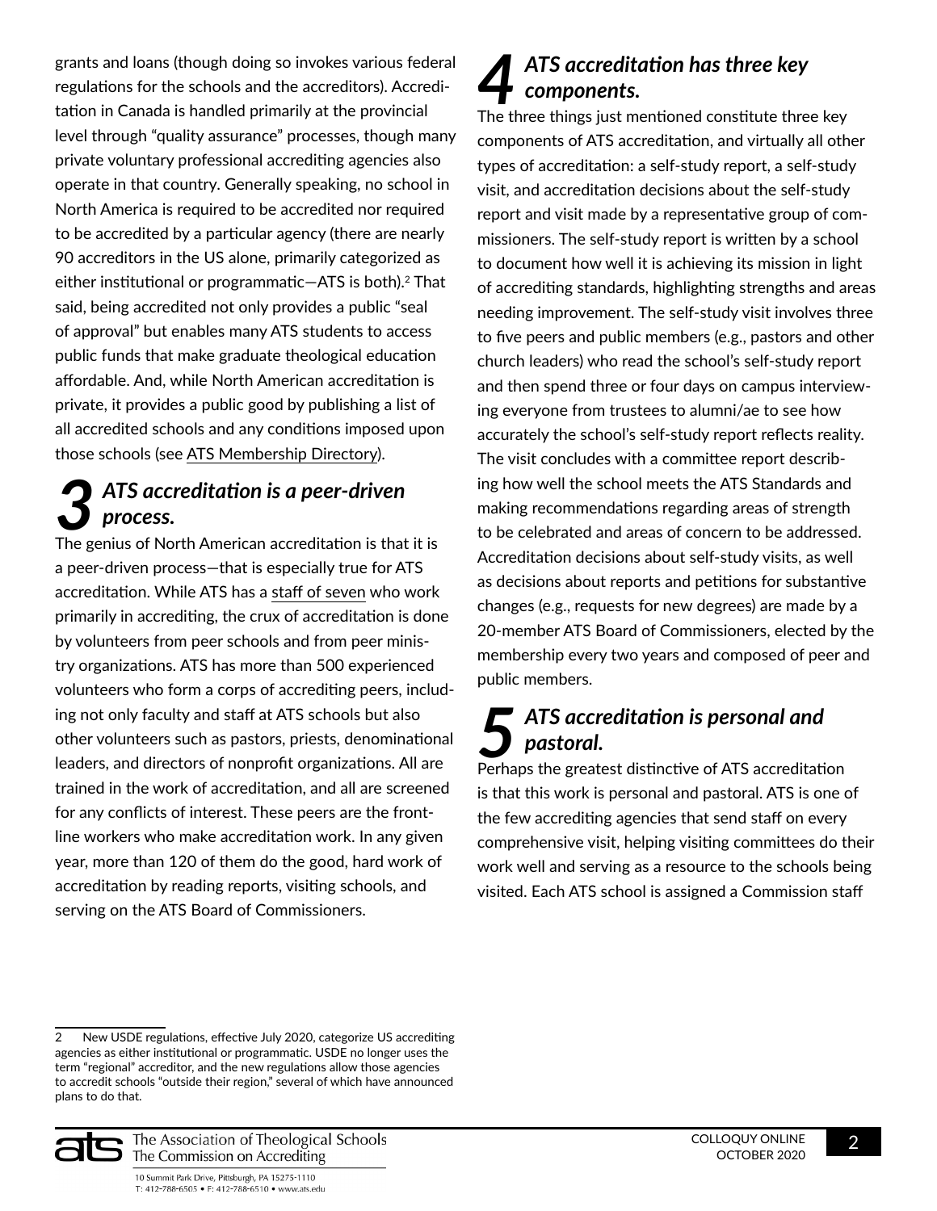grants and loans (though doing so invokes various federal regulations for the schools and the accreditors). Accreditation in Canada is handled primarily at the provincial level through "quality assurance" processes, though many private voluntary professional accrediting agencies also operate in that country. Generally speaking, no school in North America is required to be accredited nor required to be accredited by a particular agency (there are nearly 90 accreditors in the US alone, primarily categorized as either institutional or programmatic—ATS is both).[2] That said, being accredited not only provides a public "seal of approval" but enables many ATS students to access public funds that make graduate theological education affordable. And, while North American accreditation is private, it provides a public good by publishing a list of all accredited schools and any conditions imposed upon those schools (see ATS Membership Directory).

## 3 *ATS accreditation is a peer-driven process.*

The genius of North American accreditation is that it is a peer-driven process—that is especially true for ATS accreditation. While ATS has a staff of seven who work primarily in accrediting, the crux of accreditation is done by volunteers from peer schools and from peer ministry organizations. ATS has more than 500 experienced volunteers who form a corps of accrediting peers, including not only faculty and staff at ATS schools but also other volunteers such as pastors, priests, denominational leaders, and directors of nonprofit organizations. All are trained in the work of accreditation, and all are screened for any conflicts of interest. These peers are the front-line workers who make accreditation work. In any given year, more than 120 of them do the good, hard work of accreditation by reading reports, visiting schools, and serving on the ATS Board of Commissioners.

## 4 *ATS accreditation has three key components.*

The three things just mentioned constitute three key components of ATS accreditation, and virtually all other types of accreditation: a self-study report, a self-study visit, and accreditation decisions about the self-study report and visit made by a representative group of commissioners. The self-study report is written by a school to document how well it is achieving its mission in light of accrediting standards, highlighting strengths and areas needing improvement. The self-study visit involves three to five peers and public members (e.g., pastors and other church leaders) who read the school's self-study report and then spend three or four days on campus interviewing everyone from trustees to alumni/ae to see how accurately the school's self-study report reflects reality. The visit concludes with a committee report describing how well the school meets the ATS Standards and making recommendations regarding areas of strength to be celebrated and areas of concern to be addressed. Accreditation decisions about self-study visits, as well as decisions about reports and petitions for substantive changes (e.g., requests for new degrees) are made by a 20-member ATS Board of Commissioners, elected by the membership every two years and composed of peer and public members.

## 5 *ATS accreditation is personal and pastoral.*

Perhaps the greatest distinctive of ATS accreditation is that this work is personal and pastoral. ATS is one of the few accrediting agencies that send staff on every comprehensive visit, helping visiting committees do their work well and serving as a resource to the schools being visited. Each ATS school is assigned a Commission staff

---

2 New USDE regulations, effective July 2020, categorize US accrediting agencies as either institutional or programmatic. USDE no longer uses the term "regional" accreditor, and the new regulations allow those agencies to accredit schools "outside their region," several of which have announced plans to do that.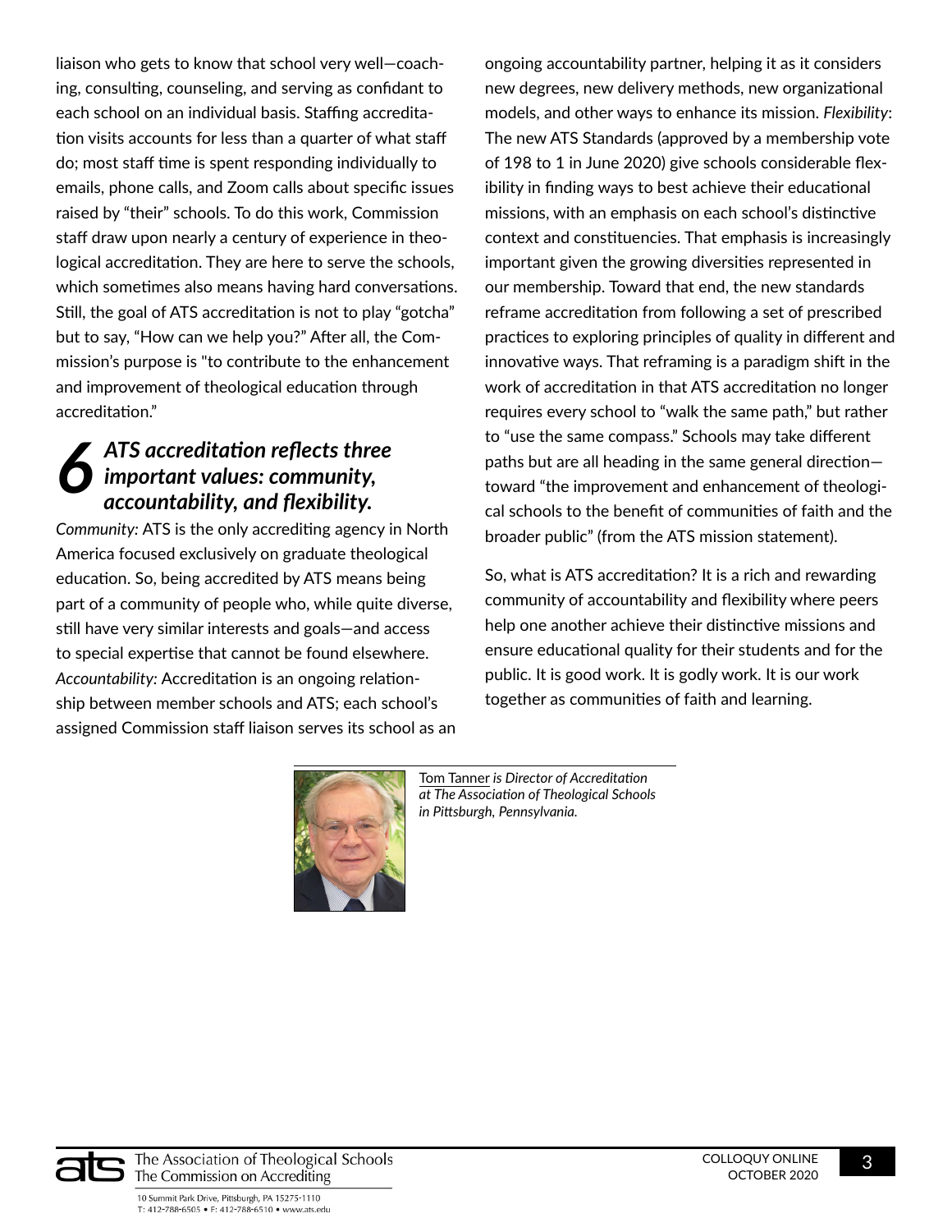liaison who gets to know that school very well—coaching, consulting, counseling, and serving as confidant to each school on an individual basis. Staffing accreditation visits accounts for less than a quarter of what staff do; most staff time is spent responding individually to emails, phone calls, and Zoom calls about specific issues raised by "their" schools. To do this work, Commission staff draw upon nearly a century of experience in theological accreditation. They are here to serve the schools, which sometimes also means having hard conversations. Still, the goal of ATS accreditation is not to play "gotcha" but to say, "How can we help you?" After all, the Commission's purpose is "to contribute to the enhancement and improvement of theological education through accreditation."

## 6 *ATS accreditation reflects three important values: community, accountability, and flexibility.*

*Community:* ATS is the only accrediting agency in North America focused exclusively on graduate theological education. So, being accredited by ATS means being part of a community of people who, while quite diverse, still have very similar interests and goals—and access to special expertise that cannot be found elsewhere. *Accountability:* Accreditation is an ongoing relationship between member schools and ATS; each school's assigned Commission staff liaison serves its school as an ongoing accountability partner, helping it as it considers new degrees, new delivery methods, new organizational models, and other ways to enhance its mission. *Flexibility*: The new ATS Standards (approved by a membership vote of 198 to 1 in June 2020) give schools considerable flexibility in finding ways to best achieve their educational missions, with an emphasis on each school's distinctive context and constituencies. That emphasis is increasingly important given the growing diversities represented in our membership. Toward that end, the new standards reframe accreditation from following a set of prescribed practices to exploring principles of quality in different and innovative ways. That reframing is a paradigm shift in the work of accreditation in that ATS accreditation no longer requires every school to "walk the same path," but rather to "use the same compass." Schools may take different paths but are all heading in the same general direction—toward "the improvement and enhancement of theological schools to the benefit of communities of faith and the broader public" (from the ATS mission statement).

So, what is ATS accreditation? It is a rich and rewarding community of accountability and flexibility where peers help one another achieve their distinctive missions and ensure educational quality for their students and for the public. It is good work. It is godly work. It is our work together as communities of faith and learning.

Tom Tanner *is Director of Accreditation at The Association of Theological Schools in Pittsburgh, Pennsylvania.*

The Association of Theological Schools
The Commission on Accrediting
10 Summit Park Drive, Pittsburgh, PA 15275-1110
T: 412-788-6505 • F: 412-788-6510 • www.ats.edu